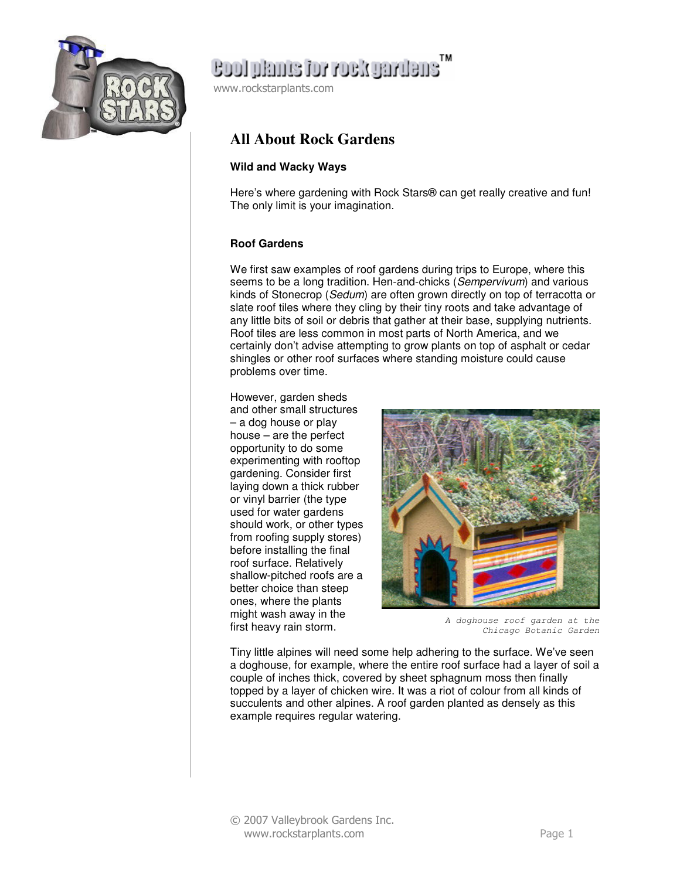Cool plants for rock gardens™

www.rockstarplants.com

# All About Rock Gardens

### Wild and Wacky Ways

Here's where gardening with Rock Stars® can get really creative and fun! The only limit is your imagination.

### Roof Gardens

We first saw examples of roof gardens during trips to Europe, where this seems to be a long tradition. Hen-and-chicks (*Sempervivum*) and various kinds of Stonecrop (*Sedum*) are often grown directly on top of terracotta or slate roof tiles where they cling by their tiny roots and take advantage of any little bits of soil or debris that gather at their base, supplying nutrients. Roof tiles are less common in most parts of North America, and we certainly don't advise attempting to grow plants on top of asphalt or cedar shingles or other roof surfaces where standing moisture could cause problems over time.

However, garden sheds and other small structures – a dog house or play house – are the perfect opportunity to do some experimenting with rooftop gardening. Consider first laying down a thick rubber or vinyl barrier (the type used for water gardens should work, or other types from roofing supply stores) before installing the final roof surface. Relatively shallow-pitched roofs are a better choice than steep ones, where the plants might wash away in the first heavy rain storm.

A doghouse roof garden at the Chicago Botanic Garden

Tiny little alpines will need some help adhering to the surface. We've seen a doghouse, for example, where the entire roof surface had a layer of soil a couple of inches thick, covered by sheet sphagnum moss then finally topped by a layer of chicken wire. It was a riot of colour from all kinds of succulents and other alpines. A roof garden planted as densely as this example requires regular watering.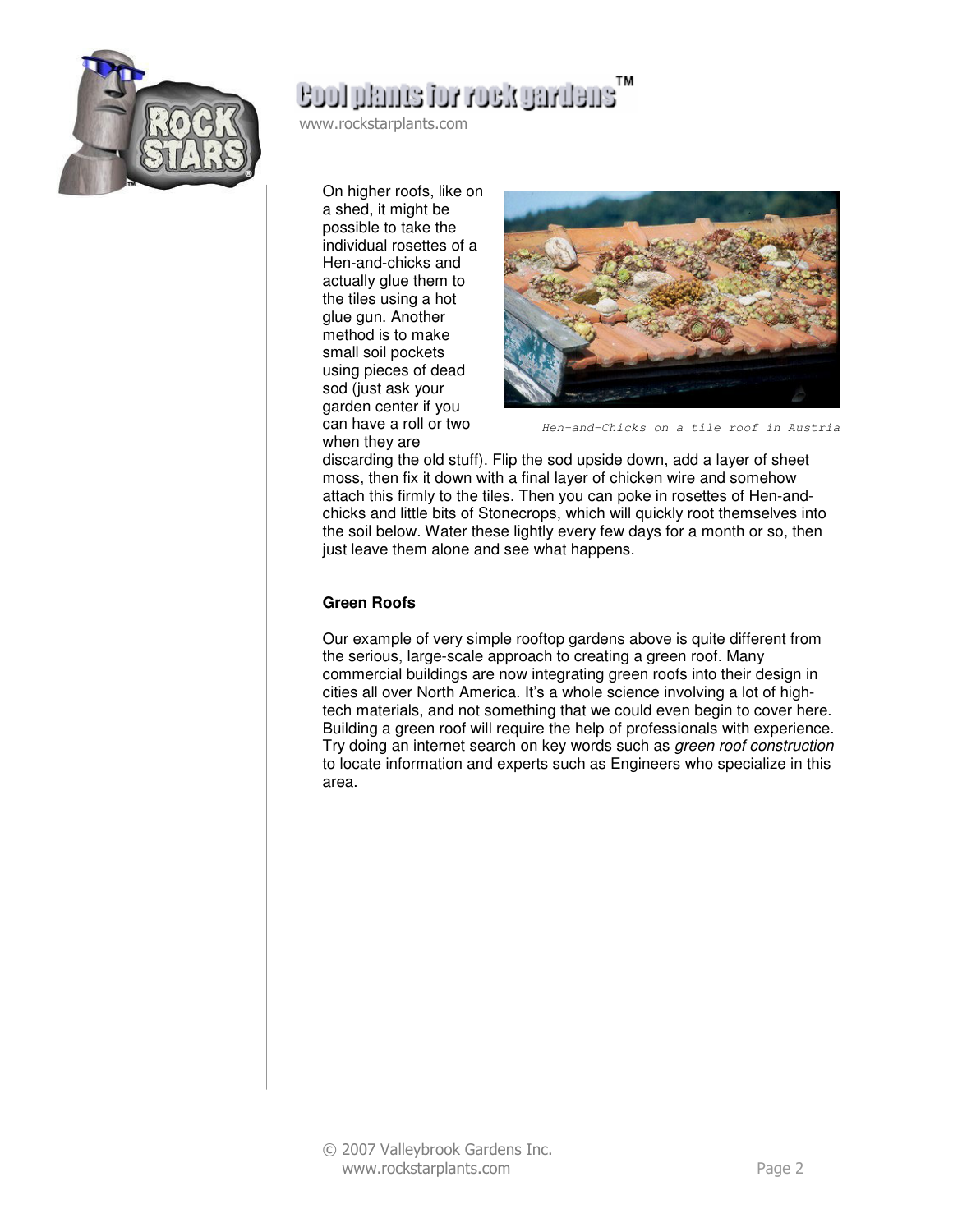On higher roofs, like on a shed, it might be possible to take the individual rosettes of a Hen-and-chicks and actually glue them to the tiles using a hot glue gun. Another method is to make small soil pockets using pieces of dead sod (just ask your garden center if you can have a roll or two when they are discarding the old stuff). Flip the sod upside down, add a layer of sheet moss, then fix it down with a final layer of chicken wire and somehow attach this firmly to the tiles. Then you can poke in rosettes of Hen-and-chicks and little bits of Stonecrops, which will quickly root themselves into the soil below. Water these lightly every few days for a month or so, then just leave them alone and see what happens.

Hen-and-Chicks on a tile roof in Austria

**Green Roofs**

Our example of very simple rooftop gardens above is quite different from the serious, large-scale approach to creating a green roof. Many commercial buildings are now integrating green roofs into their design in cities all over North America. It's a whole science involving a lot of high-tech materials, and not something that we could even begin to cover here. Building a green roof will require the help of professionals with experience. Try doing an internet search on key words such as *green roof construction* to locate information and experts such as Engineers who specialize in this area.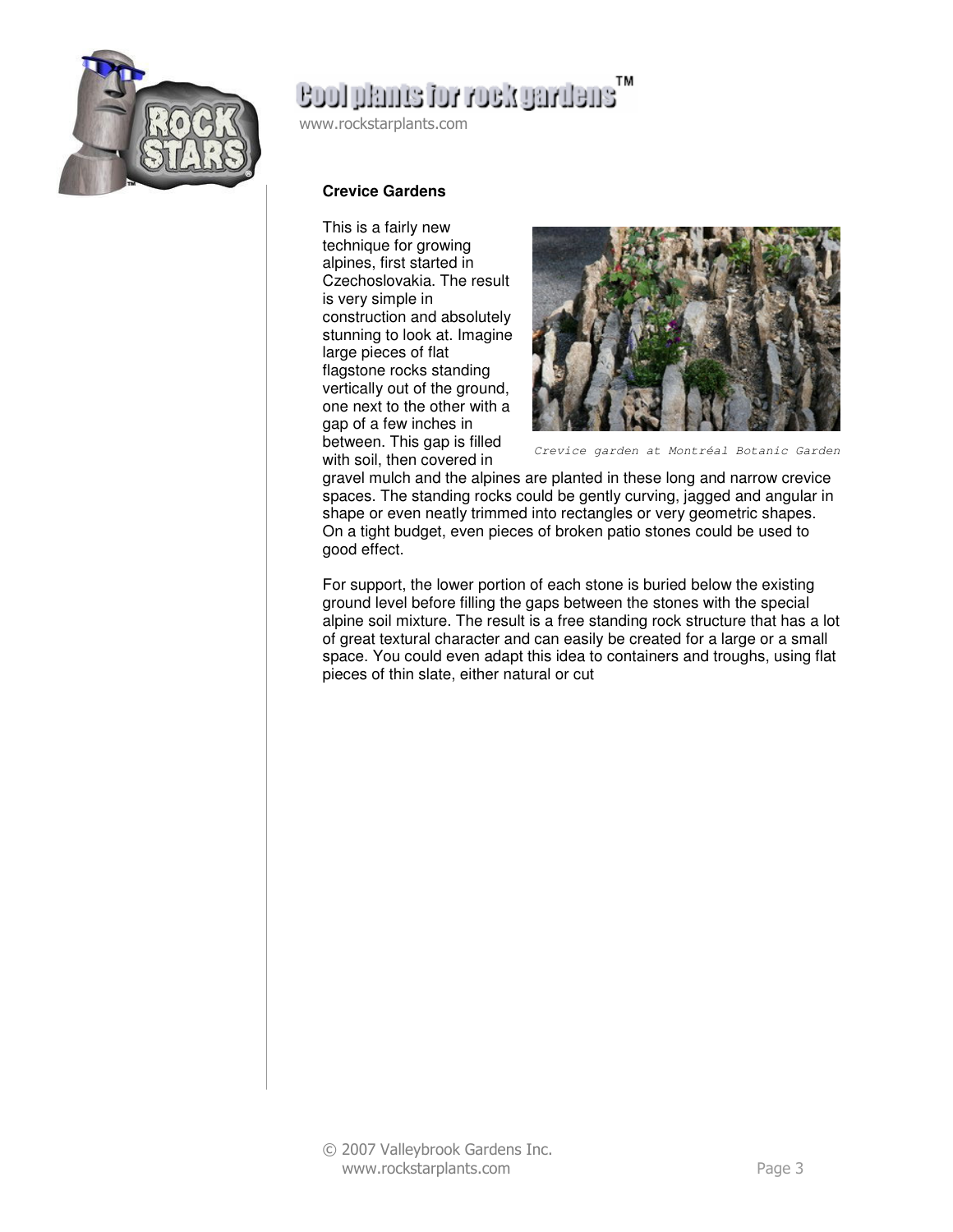## Crevice Gardens

This is a fairly new technique for growing alpines, first started in Czechoslovakia. The result is very simple in construction and absolutely stunning to look at. Imagine large pieces of flat flagstone rocks standing vertically out of the ground, one next to the other with a gap of a few inches in between. This gap is filled with soil, then covered in gravel mulch and the alpines are planted in these long and narrow crevice spaces. The standing rocks could be gently curving, jagged and angular in shape or even neatly trimmed into rectangles or very geometric shapes. On a tight budget, even pieces of broken patio stones could be used to good effect.

Crevice garden at Montréal Botanic Garden

For support, the lower portion of each stone is buried below the existing ground level before filling the gaps between the stones with the special alpine soil mixture. The result is a free standing rock structure that has a lot of great textural character and can easily be created for a large or a small space. You could even adapt this idea to containers and troughs, using flat pieces of thin slate, either natural or cut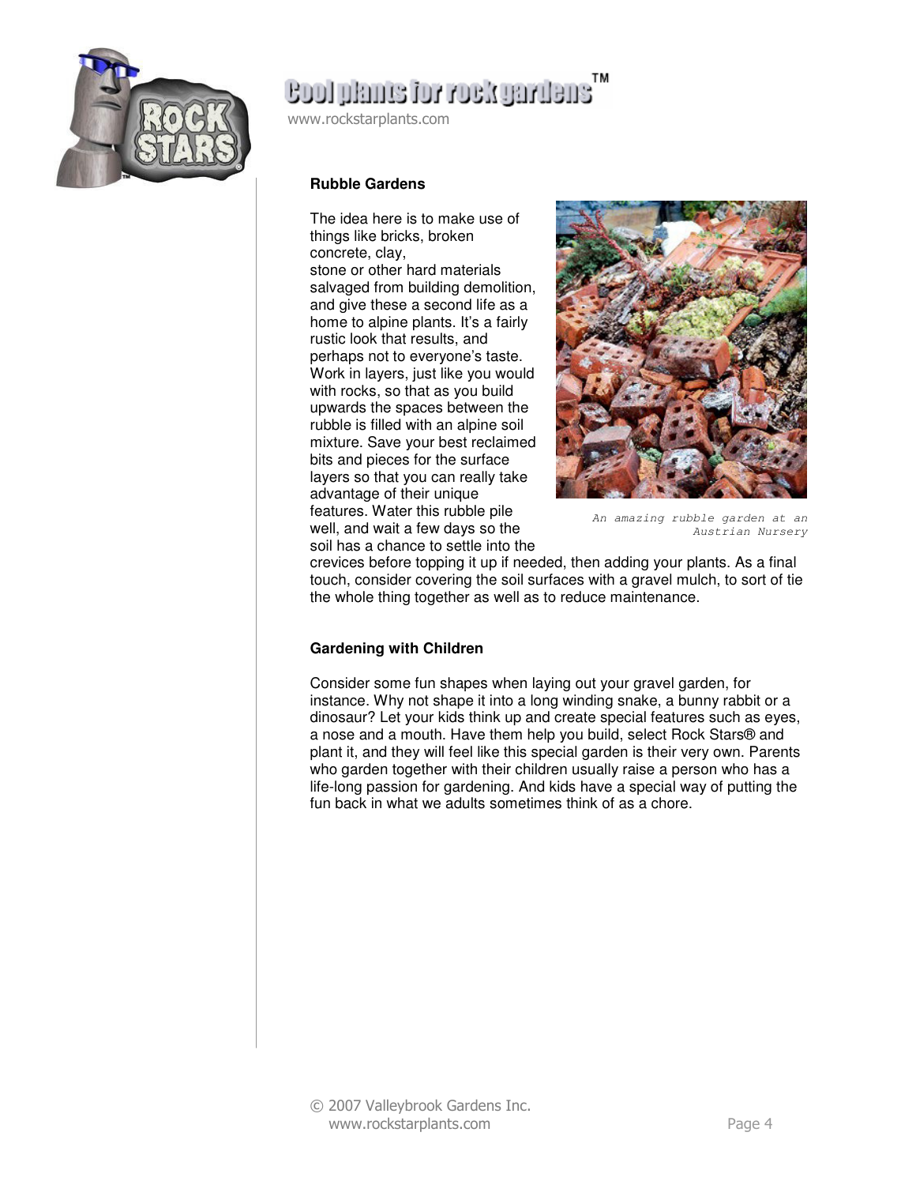## Rubble Gardens

The idea here is to make use of things like bricks, broken concrete, clay, stone or other hard materials salvaged from building demolition, and give these a second life as a home to alpine plants. It's a fairly rustic look that results, and perhaps not to everyone's taste. Work in layers, just like you would with rocks, so that as you build upwards the spaces between the rubble is filled with an alpine soil mixture. Save your best reclaimed bits and pieces for the surface layers so that you can really take advantage of their unique features. Water this rubble pile well, and wait a few days so the soil has a chance to settle into the crevices before topping it up if needed, then adding your plants. As a final touch, consider covering the soil surfaces with a gravel mulch, to sort of tie the whole thing together as well as to reduce maintenance.

*An amazing rubble garden at an Austrian Nursery*

## Gardening with Children

Consider some fun shapes when laying out your gravel garden, for instance. Why not shape it into a long winding snake, a bunny rabbit or a dinosaur? Let your kids think up and create special features such as eyes, a nose and a mouth. Have them help you build, select Rock Stars® and plant it, and they will feel like this special garden is their very own. Parents who garden together with their children usually raise a person who has a life-long passion for gardening. And kids have a special way of putting the fun back in what we adults sometimes think of as a chore.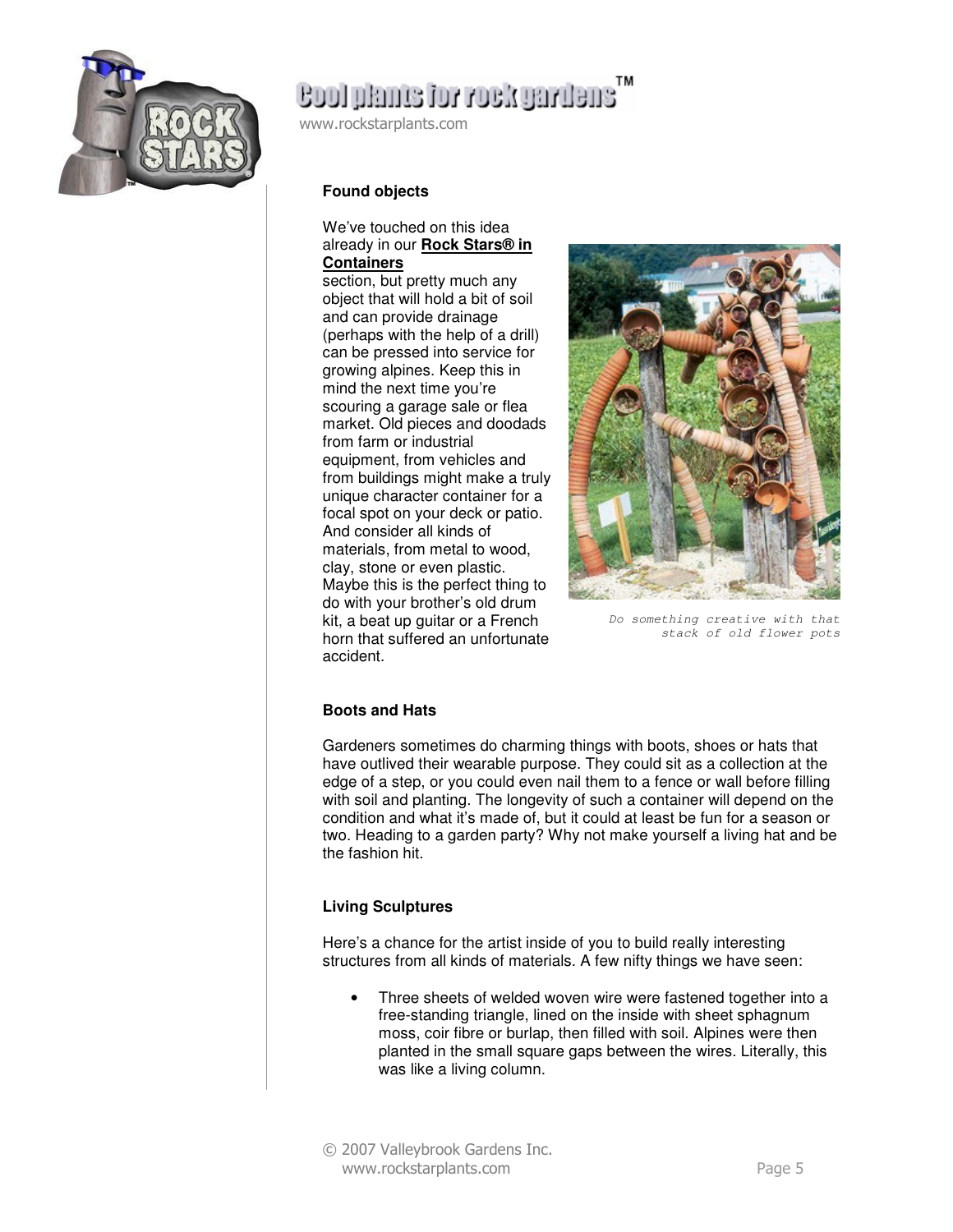### Found objects

We've touched on this idea already in our **Rock Stars® in Containers** section, but pretty much any object that will hold a bit of soil and can provide drainage (perhaps with the help of a drill) can be pressed into service for growing alpines. Keep this in mind the next time you're scouring a garage sale or flea market. Old pieces and doodads from farm or industrial equipment, from vehicles and from buildings might make a truly unique character container for a focal spot on your deck or patio. And consider all kinds of materials, from metal to wood, clay, stone or even plastic. Maybe this is the perfect thing to do with your brother's old drum kit, a beat up guitar or a French horn that suffered an unfortunate accident.

Do something creative with that stack of old flower pots

### Boots and Hats

Gardeners sometimes do charming things with boots, shoes or hats that have outlived their wearable purpose. They could sit as a collection at the edge of a step, or you could even nail them to a fence or wall before filling with soil and planting. The longevity of such a container will depend on the condition and what it's made of, but it could at least be fun for a season or two. Heading to a garden party? Why not make yourself a living hat and be the fashion hit.

### Living Sculptures

Here's a chance for the artist inside of you to build really interesting structures from all kinds of materials. A few nifty things we have seen:

- Three sheets of welded woven wire were fastened together into a free-standing triangle, lined on the inside with sheet sphagnum moss, coir fibre or burlap, then filled with soil. Alpines were then planted in the small square gaps between the wires. Literally, this was like a living column.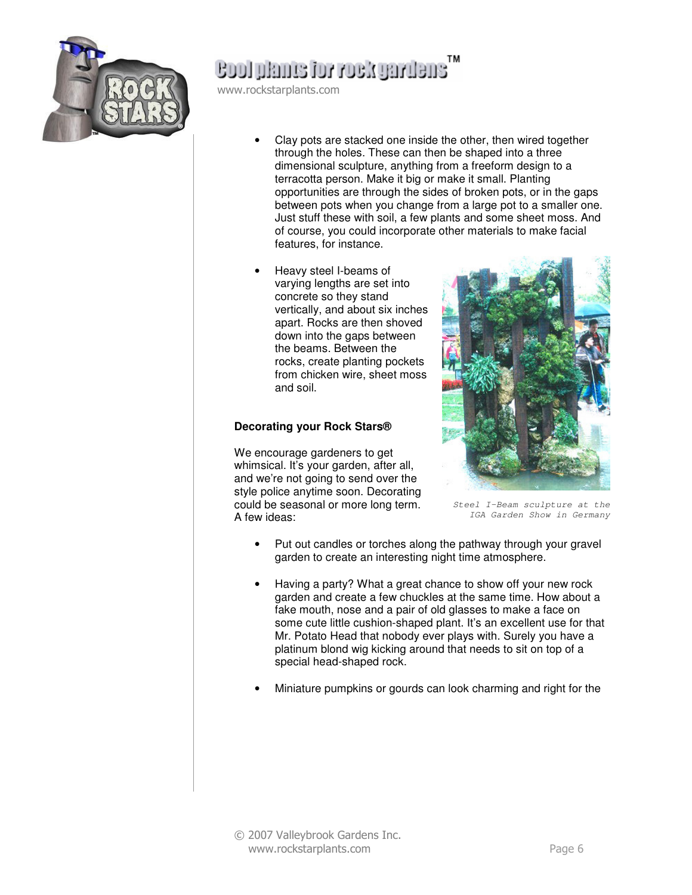- Clay pots are stacked one inside the other, then wired together through the holes. These can then be shaped into a three dimensional sculpture, anything from a freeform design to a terracotta person. Make it big or make it small. Planting opportunities are through the sides of broken pots, or in the gaps between pots when you change from a large pot to a smaller one. Just stuff these with soil, a few plants and some sheet moss. And of course, you could incorporate other materials to make facial features, for instance.

- Heavy steel I-beams of varying lengths are set into concrete so they stand vertically, and about six inches apart. Rocks are then shoved down into the gaps between the beams. Between the rocks, create planting pockets from chicken wire, sheet moss and soil.

Steel I-Beam sculpture at the IGA Garden Show in Germany

**Decorating your Rock Stars®**

We encourage gardeners to get whimsical. It's your garden, after all, and we're not going to send over the style police anytime soon. Decorating could be seasonal or more long term. A few ideas:

- Put out candles or torches along the pathway through your gravel garden to create an interesting night time atmosphere.

- Having a party? What a great chance to show off your new rock garden and create a few chuckles at the same time. How about a fake mouth, nose and a pair of old glasses to make a face on some cute little cushion-shaped plant. It's an excellent use for that Mr. Potato Head that nobody ever plays with. Surely you have a platinum blond wig kicking around that needs to sit on top of a special head-shaped rock.

- Miniature pumpkins or gourds can look charming and right for the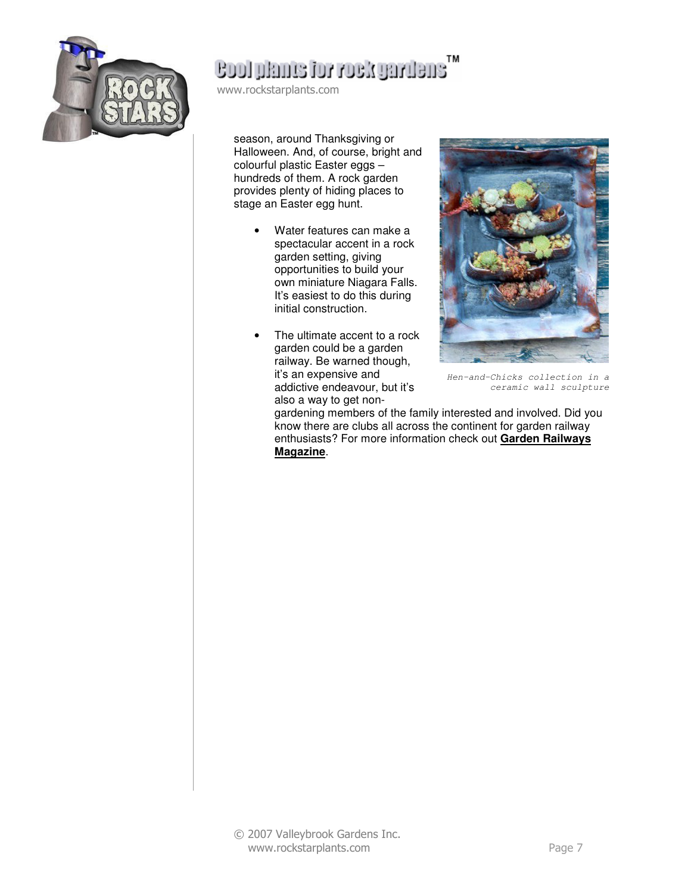season, around Thanksgiving or Halloween. And, of course, bright and colourful plastic Easter eggs – hundreds of them. A rock garden provides plenty of hiding places to stage an Easter egg hunt.

- Water features can make a spectacular accent in a rock garden setting, giving opportunities to build your own miniature Niagara Falls. It's easiest to do this during initial construction.

- The ultimate accent to a rock garden could be a garden railway. Be warned though, it's an expensive and addictive endeavour, but it's also a way to get non-gardening members of the family interested and involved. Did you know there are clubs all across the continent for garden railway enthusiasts? For more information check out **Garden Railways Magazine**.

Hen-and-Chicks collection in a ceramic wall sculpture